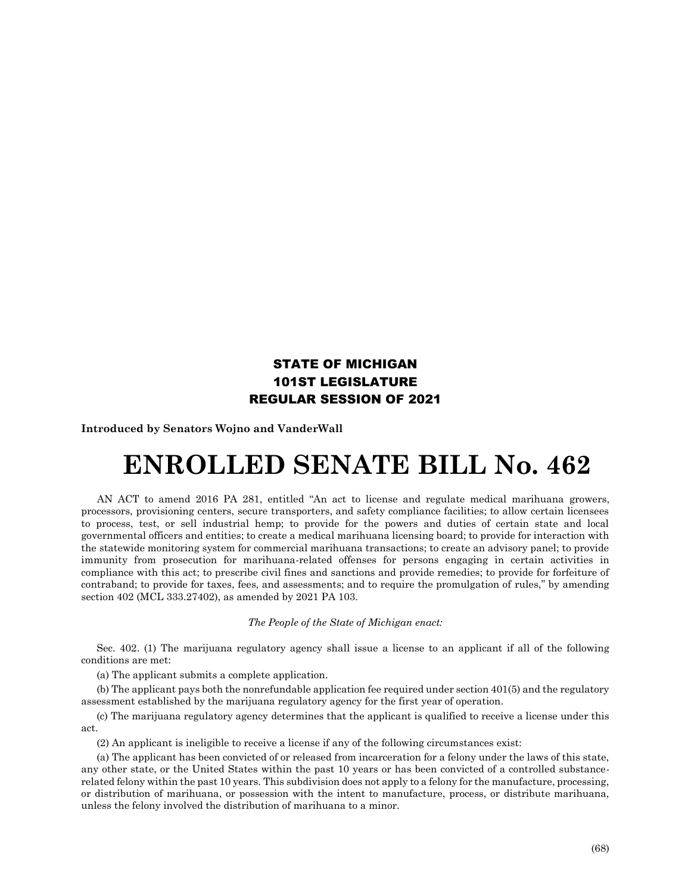**STATE OF MICHIGAN**
**101ST LEGISLATURE**
**REGULAR SESSION OF 2021**

**Introduced by Senators Wojno and VanderWall**

# ENROLLED SENATE BILL No. 462

AN ACT to amend 2016 PA 281, entitled "An act to license and regulate medical marihuana growers, processors, provisioning centers, secure transporters, and safety compliance facilities; to allow certain licensees to process, test, or sell industrial hemp; to provide for the powers and duties of certain state and local governmental officers and entities; to create a medical marihuana licensing board; to provide for interaction with the statewide monitoring system for commercial marihuana transactions; to create an advisory panel; to provide immunity from prosecution for marihuana-related offenses for persons engaging in certain activities in compliance with this act; to prescribe civil fines and sanctions and provide remedies; to provide for forfeiture of contraband; to provide for taxes, fees, and assessments; and to require the promulgation of rules," by amending section 402 (MCL 333.27402), as amended by 2021 PA 103.

*The People of the State of Michigan enact:*

Sec. 402. (1) The marijuana regulatory agency shall issue a license to an applicant if all of the following conditions are met:

(a) The applicant submits a complete application.

(b) The applicant pays both the nonrefundable application fee required under section 401(5) and the regulatory assessment established by the marijuana regulatory agency for the first year of operation.

(c) The marijuana regulatory agency determines that the applicant is qualified to receive a license under this act.

(2) An applicant is ineligible to receive a license if any of the following circumstances exist:

(a) The applicant has been convicted of or released from incarceration for a felony under the laws of this state, any other state, or the United States within the past 10 years or has been convicted of a controlled substance-related felony within the past 10 years. This subdivision does not apply to a felony for the manufacture, processing, or distribution of marihuana, or possession with the intent to manufacture, process, or distribute marihuana, unless the felony involved the distribution of marihuana to a minor.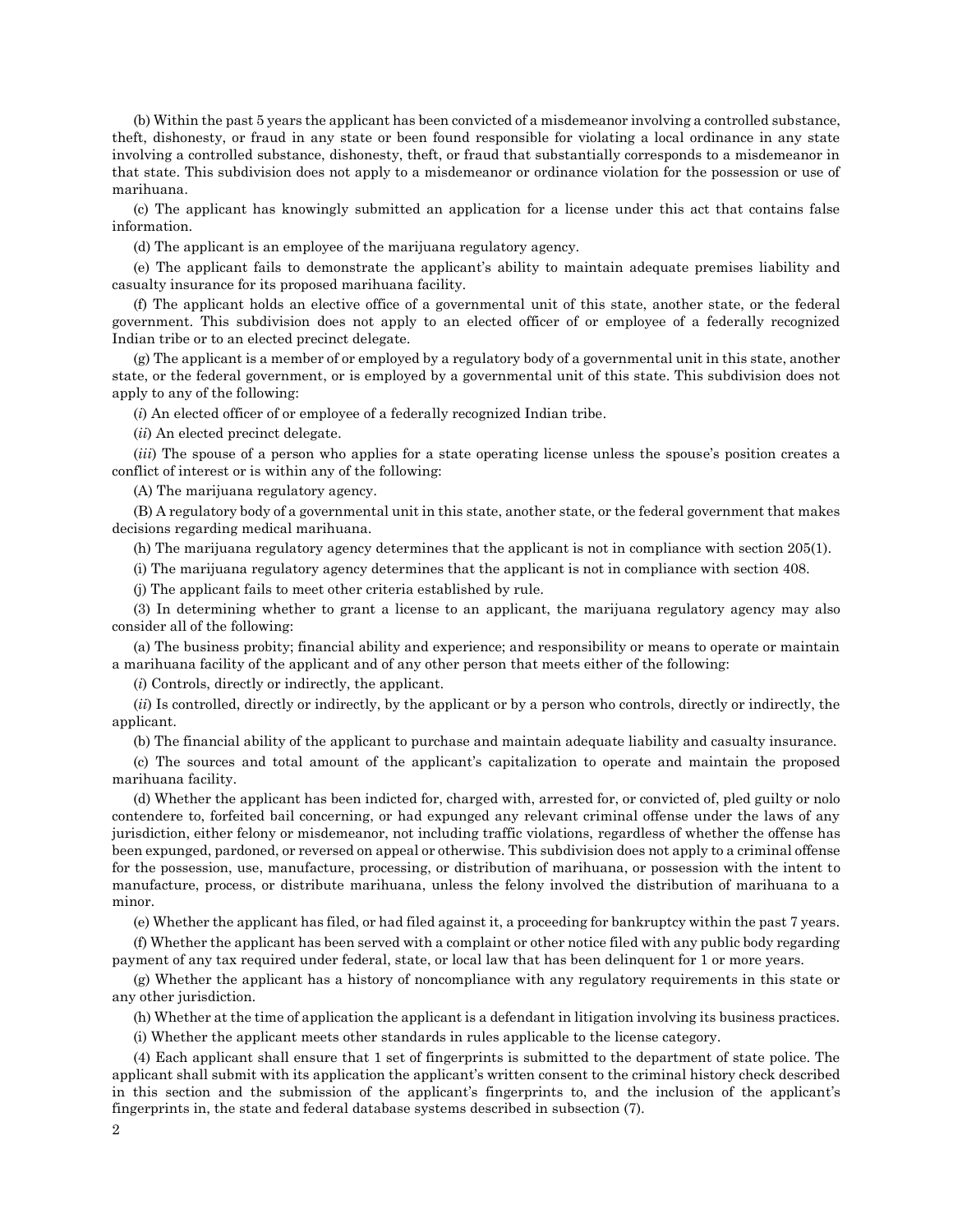(b) Within the past 5 years the applicant has been convicted of a misdemeanor involving a controlled substance, theft, dishonesty, or fraud in any state or been found responsible for violating a local ordinance in any state involving a controlled substance, dishonesty, theft, or fraud that substantially corresponds to a misdemeanor in that state. This subdivision does not apply to a misdemeanor or ordinance violation for the possession or use of marihuana.

(c) The applicant has knowingly submitted an application for a license under this act that contains false information.

(d) The applicant is an employee of the marijuana regulatory agency.

(e) The applicant fails to demonstrate the applicant's ability to maintain adequate premises liability and casualty insurance for its proposed marihuana facility.

(f) The applicant holds an elective office of a governmental unit of this state, another state, or the federal government. This subdivision does not apply to an elected officer of or employee of a federally recognized Indian tribe or to an elected precinct delegate.

(g) The applicant is a member of or employed by a regulatory body of a governmental unit in this state, another state, or the federal government, or is employed by a governmental unit of this state. This subdivision does not apply to any of the following:

(*i*) An elected officer of or employee of a federally recognized Indian tribe.

(*ii*) An elected precinct delegate.

(*iii*) The spouse of a person who applies for a state operating license unless the spouse's position creates a conflict of interest or is within any of the following:

(A) The marijuana regulatory agency.

(B) A regulatory body of a governmental unit in this state, another state, or the federal government that makes decisions regarding medical marihuana.

(h) The marijuana regulatory agency determines that the applicant is not in compliance with section 205(1).

(i) The marijuana regulatory agency determines that the applicant is not in compliance with section 408.

(j) The applicant fails to meet other criteria established by rule.

(3) In determining whether to grant a license to an applicant, the marijuana regulatory agency may also consider all of the following:

(a) The business probity; financial ability and experience; and responsibility or means to operate or maintain a marihuana facility of the applicant and of any other person that meets either of the following:

(*i*) Controls, directly or indirectly, the applicant.

(*ii*) Is controlled, directly or indirectly, by the applicant or by a person who controls, directly or indirectly, the applicant.

(b) The financial ability of the applicant to purchase and maintain adequate liability and casualty insurance.

(c) The sources and total amount of the applicant's capitalization to operate and maintain the proposed marihuana facility.

(d) Whether the applicant has been indicted for, charged with, arrested for, or convicted of, pled guilty or nolo contendere to, forfeited bail concerning, or had expunged any relevant criminal offense under the laws of any jurisdiction, either felony or misdemeanor, not including traffic violations, regardless of whether the offense has been expunged, pardoned, or reversed on appeal or otherwise. This subdivision does not apply to a criminal offense for the possession, use, manufacture, processing, or distribution of marihuana, or possession with the intent to manufacture, process, or distribute marihuana, unless the felony involved the distribution of marihuana to a minor.

(e) Whether the applicant has filed, or had filed against it, a proceeding for bankruptcy within the past 7 years.

(f) Whether the applicant has been served with a complaint or other notice filed with any public body regarding payment of any tax required under federal, state, or local law that has been delinquent for 1 or more years.

(g) Whether the applicant has a history of noncompliance with any regulatory requirements in this state or any other jurisdiction.

(h) Whether at the time of application the applicant is a defendant in litigation involving its business practices.

(i) Whether the applicant meets other standards in rules applicable to the license category.

(4) Each applicant shall ensure that 1 set of fingerprints is submitted to the department of state police. The applicant shall submit with its application the applicant's written consent to the criminal history check described in this section and the submission of the applicant's fingerprints to, and the inclusion of the applicant's fingerprints in, the state and federal database systems described in subsection (7).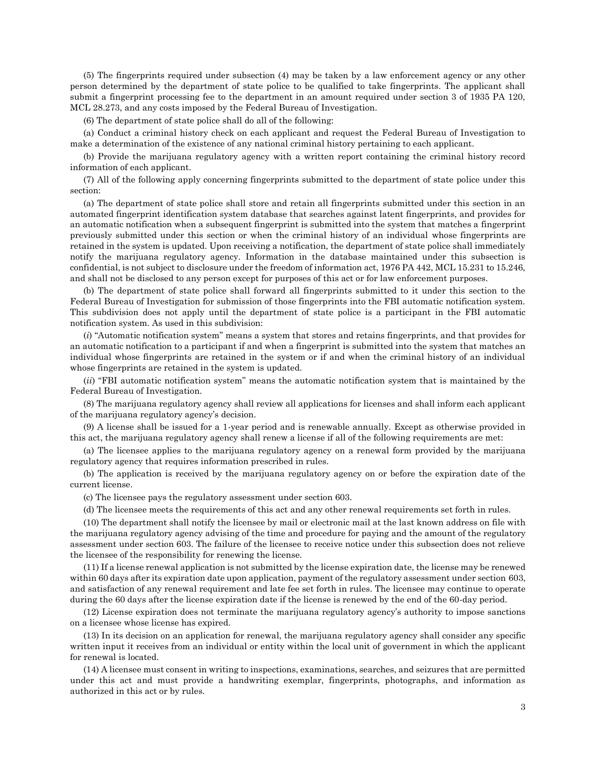(5) The fingerprints required under subsection (4) may be taken by a law enforcement agency or any other person determined by the department of state police to be qualified to take fingerprints. The applicant shall submit a fingerprint processing fee to the department in an amount required under section 3 of 1935 PA 120, MCL 28.273, and any costs imposed by the Federal Bureau of Investigation.

(6) The department of state police shall do all of the following:

(a) Conduct a criminal history check on each applicant and request the Federal Bureau of Investigation to make a determination of the existence of any national criminal history pertaining to each applicant.

(b) Provide the marijuana regulatory agency with a written report containing the criminal history record information of each applicant.

(7) All of the following apply concerning fingerprints submitted to the department of state police under this section:

(a) The department of state police shall store and retain all fingerprints submitted under this section in an automated fingerprint identification system database that searches against latent fingerprints, and provides for an automatic notification when a subsequent fingerprint is submitted into the system that matches a fingerprint previously submitted under this section or when the criminal history of an individual whose fingerprints are retained in the system is updated. Upon receiving a notification, the department of state police shall immediately notify the marijuana regulatory agency. Information in the database maintained under this subsection is confidential, is not subject to disclosure under the freedom of information act, 1976 PA 442, MCL 15.231 to 15.246, and shall not be disclosed to any person except for purposes of this act or for law enforcement purposes.

(b) The department of state police shall forward all fingerprints submitted to it under this section to the Federal Bureau of Investigation for submission of those fingerprints into the FBI automatic notification system. This subdivision does not apply until the department of state police is a participant in the FBI automatic notification system. As used in this subdivision:

(*i*) "Automatic notification system" means a system that stores and retains fingerprints, and that provides for an automatic notification to a participant if and when a fingerprint is submitted into the system that matches an individual whose fingerprints are retained in the system or if and when the criminal history of an individual whose fingerprints are retained in the system is updated.

(*ii*) "FBI automatic notification system" means the automatic notification system that is maintained by the Federal Bureau of Investigation.

(8) The marijuana regulatory agency shall review all applications for licenses and shall inform each applicant of the marijuana regulatory agency's decision.

(9) A license shall be issued for a 1-year period and is renewable annually. Except as otherwise provided in this act, the marijuana regulatory agency shall renew a license if all of the following requirements are met:

(a) The licensee applies to the marijuana regulatory agency on a renewal form provided by the marijuana regulatory agency that requires information prescribed in rules.

(b) The application is received by the marijuana regulatory agency on or before the expiration date of the current license.

(c) The licensee pays the regulatory assessment under section 603.

(d) The licensee meets the requirements of this act and any other renewal requirements set forth in rules.

(10) The department shall notify the licensee by mail or electronic mail at the last known address on file with the marijuana regulatory agency advising of the time and procedure for paying and the amount of the regulatory assessment under section 603. The failure of the licensee to receive notice under this subsection does not relieve the licensee of the responsibility for renewing the license.

(11) If a license renewal application is not submitted by the license expiration date, the license may be renewed within 60 days after its expiration date upon application, payment of the regulatory assessment under section 603, and satisfaction of any renewal requirement and late fee set forth in rules. The licensee may continue to operate during the 60 days after the license expiration date if the license is renewed by the end of the 60-day period.

(12) License expiration does not terminate the marijuana regulatory agency's authority to impose sanctions on a licensee whose license has expired.

(13) In its decision on an application for renewal, the marijuana regulatory agency shall consider any specific written input it receives from an individual or entity within the local unit of government in which the applicant for renewal is located.

(14) A licensee must consent in writing to inspections, examinations, searches, and seizures that are permitted under this act and must provide a handwriting exemplar, fingerprints, photographs, and information as authorized in this act or by rules.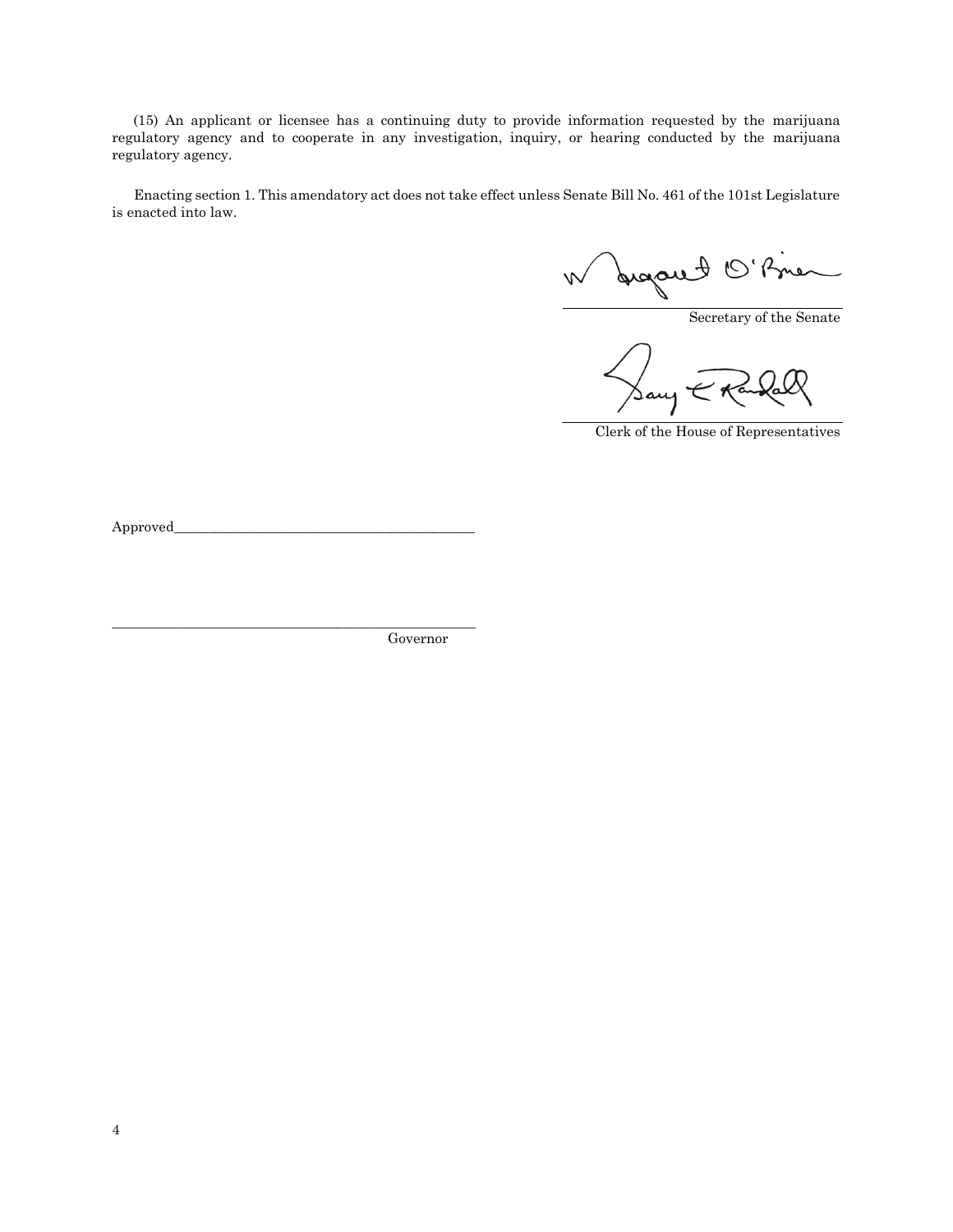(15) An applicant or licensee has a continuing duty to provide information requested by the marijuana regulatory agency and to cooperate in any investigation, inquiry, or hearing conducted by the marijuana regulatory agency.

Enacting section 1. This amendatory act does not take effect unless Senate Bill No. 461 of the 101st Legislature is enacted into law.

Secretary of the Senate

Clerk of the House of Representatives

Approved\_\_\_\_\_\_\_\_\_\_\_\_\_\_\_\_\_\_\_\_\_\_\_\_\_\_\_\_\_\_\_\_\_\_\_\_\_\_\_\_\_\_\_\_

Governor